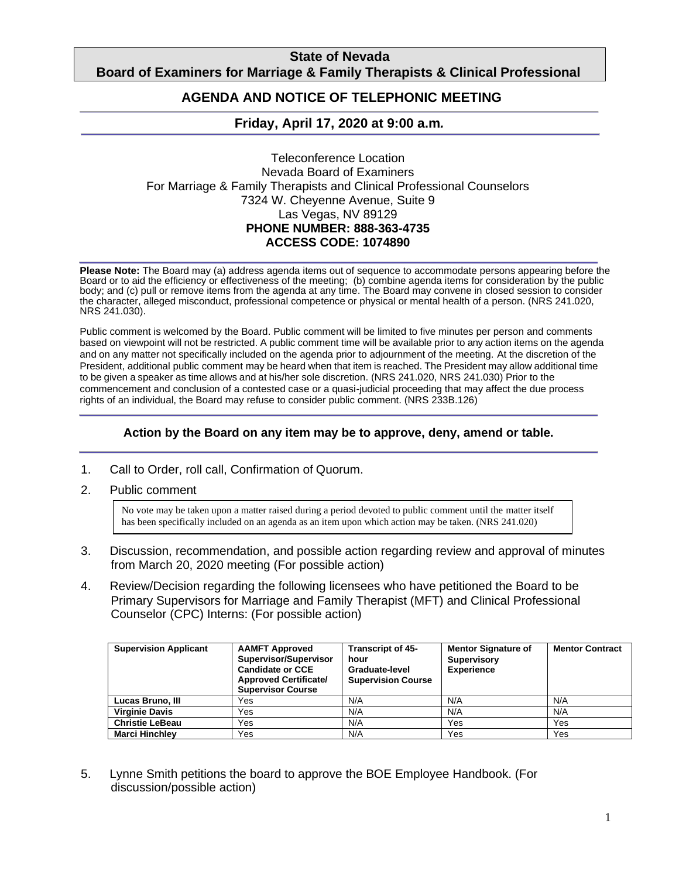# State of Nevada
# Board of Examiners for Marriage & Family Therapists & Clinical Professional

## AGENDA AND NOTICE OF TELEPHONIC MEETING

### Friday, April 17, 2020 at 9:00 a.m.

Teleconference Location
Nevada Board of Examiners
For Marriage & Family Therapists and Clinical Professional Counselors
7324 W. Cheyenne Avenue, Suite 9
Las Vegas, NV 89129
**PHONE NUMBER: 888-363-4735**
**ACCESS CODE: 1074890**

**Please Note:** The Board may (a) address agenda items out of sequence to accommodate persons appearing before the Board or to aid the efficiency or effectiveness of the meeting; (b) combine agenda items for consideration by the public body; and (c) pull or remove items from the agenda at any time. The Board may convene in closed session to consider the character, alleged misconduct, professional competence or physical or mental health of a person. (NRS 241.020, NRS 241.030).

Public comment is welcomed by the Board. Public comment will be limited to five minutes per person and comments based on viewpoint will not be restricted. A public comment time will be available prior to any action items on the agenda and on any matter not specifically included on the agenda prior to adjournment of the meeting. At the discretion of the President, additional public comment may be heard when that item is reached. The President may allow additional time to be given a speaker as time allows and at his/her sole discretion. (NRS 241.020, NRS 241.030) Prior to the commencement and conclusion of a contested case or a quasi-judicial proceeding that may affect the due process rights of an individual, the Board may refuse to consider public comment. (NRS 233B.126)

**Action by the Board on any item may be to approve, deny, amend or table.**

1. Call to Order, roll call, Confirmation of Quorum.
2. Public comment

   No vote may be taken upon a matter raised during a period devoted to public comment until the matter itself has been specifically included on an agenda as an item upon which action may be taken. (NRS 241.020)

3. Discussion, recommendation, and possible action regarding review and approval of minutes from March 20, 2020 meeting (For possible action)
4. Review/Decision regarding the following licensees who have petitioned the Board to be Primary Supervisors for Marriage and Family Therapist (MFT) and Clinical Professional Counselor (CPC) Interns: (For possible action)

| Supervision Applicant | AAMFT Approved Supervisor/Supervisor Candidate or CCE Approved Certificate/ Supervisor Course | Transcript of 45-hour Graduate-level Supervision Course | Mentor Signature of Supervisory Experience | Mentor Contract |
|---|---|---|---|---|
| **Lucas Bruno, III** | Yes | N/A | N/A | N/A |
| **Virginie Davis** | Yes | N/A | N/A | N/A |
| **Christie LeBeau** | Yes | N/A | Yes | Yes |
| **Marci Hinchley** | Yes | N/A | Yes | Yes |

5. Lynne Smith petitions the board to approve the BOE Employee Handbook. (For discussion/possible action)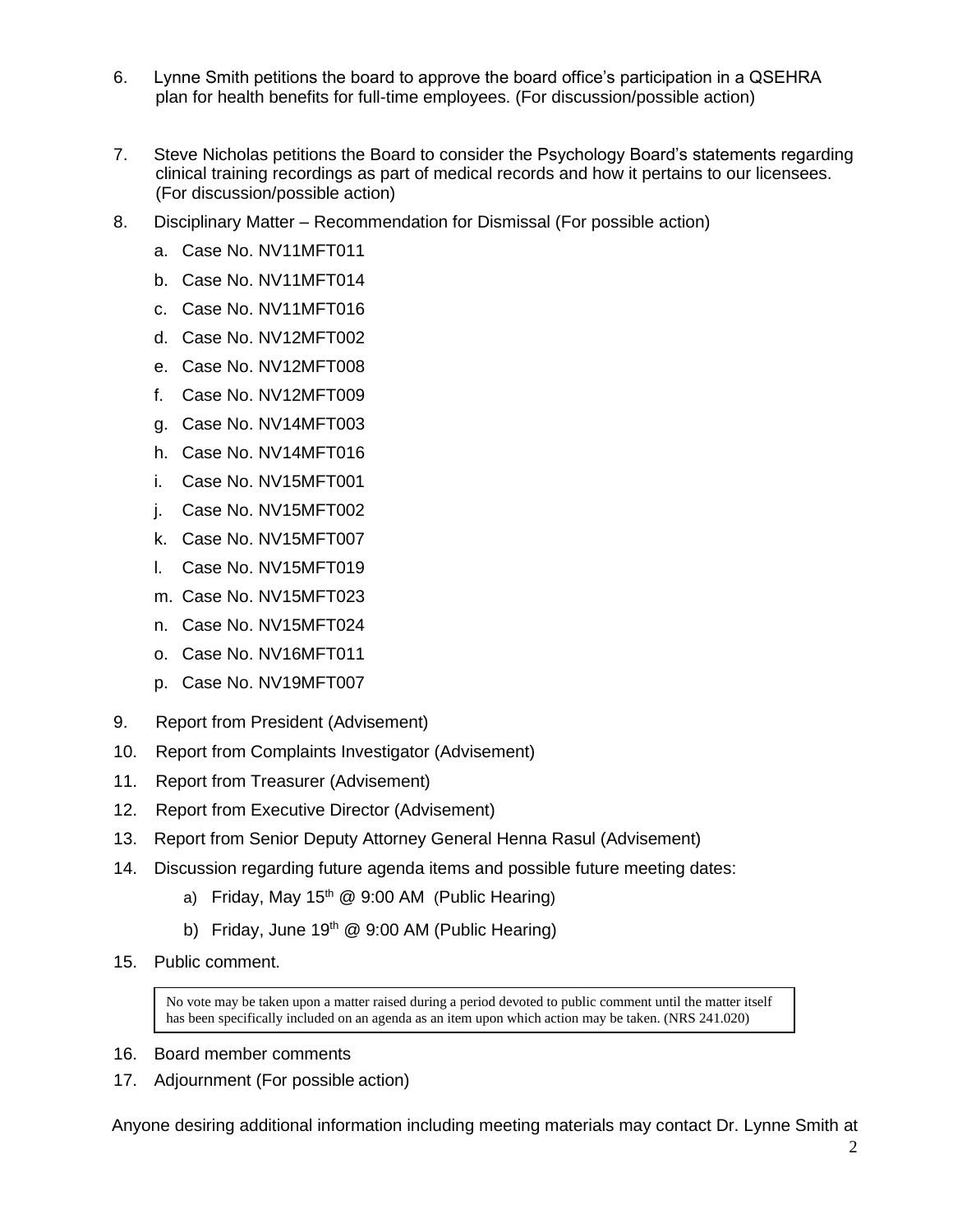6. Lynne Smith petitions the board to approve the board office's participation in a QSEHRA plan for health benefits for full-time employees. (For discussion/possible action)

7. Steve Nicholas petitions the Board to consider the Psychology Board's statements regarding clinical training recordings as part of medical records and how it pertains to our licensees. (For discussion/possible action)

8. Disciplinary Matter – Recommendation for Dismissal (For possible action)

   a. Case No. NV11MFT011
   b. Case No. NV11MFT014
   c. Case No. NV11MFT016
   d. Case No. NV12MFT002
   e. Case No. NV12MFT008
   f. Case No. NV12MFT009
   g. Case No. NV14MFT003
   h. Case No. NV14MFT016
   i. Case No. NV15MFT001
   j. Case No. NV15MFT002
   k. Case No. NV15MFT007
   l. Case No. NV15MFT019
   m. Case No. NV15MFT023
   n. Case No. NV15MFT024
   o. Case No. NV16MFT011
   p. Case No. NV19MFT007

9. Report from President (Advisement)

10. Report from Complaints Investigator (Advisement)

11. Report from Treasurer (Advisement)

12. Report from Executive Director (Advisement)

13. Report from Senior Deputy Attorney General Henna Rasul (Advisement)

14. Discussion regarding future agenda items and possible future meeting dates:

    a) Friday, May 15th @ 9:00 AM (Public Hearing)
    b) Friday, June 19th @ 9:00 AM (Public Hearing)

15. Public comment.

    > No vote may be taken upon a matter raised during a period devoted to public comment until the matter itself has been specifically included on an agenda as an item upon which action may be taken. (NRS 241.020)

16. Board member comments

17. Adjournment (For possible action)

Anyone desiring additional information including meeting materials may contact Dr. Lynne Smith at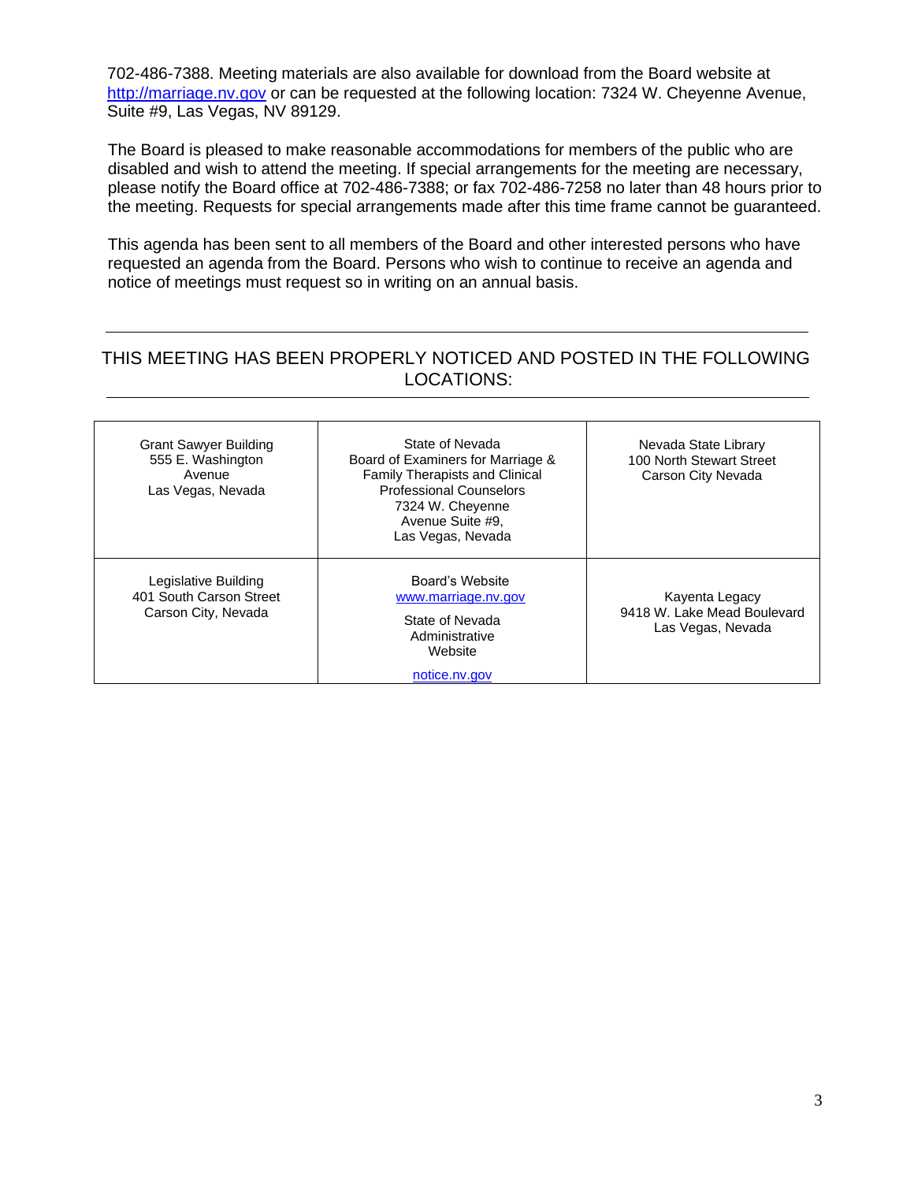702-486-7388. Meeting materials are also available for download from the Board website at http://marriage.nv.gov or can be requested at the following location: 7324 W. Cheyenne Avenue, Suite #9, Las Vegas, NV 89129.

The Board is pleased to make reasonable accommodations for members of the public who are disabled and wish to attend the meeting. If special arrangements for the meeting are necessary, please notify the Board office at 702-486-7388; or fax 702-486-7258 no later than 48 hours prior to the meeting. Requests for special arrangements made after this time frame cannot be guaranteed.

This agenda has been sent to all members of the Board and other interested persons who have requested an agenda from the Board. Persons who wish to continue to receive an agenda and notice of meetings must request so in writing on an annual basis.

---

THIS MEETING HAS BEEN PROPERLY NOTICED AND POSTED IN THE FOLLOWING LOCATIONS:

---

| | | |
|---|---|---|
| Grant Sawyer Building<br>555 E. Washington Avenue<br>Las Vegas, Nevada | State of Nevada<br>Board of Examiners for Marriage & Family Therapists and Clinical Professional Counselors<br>7324 W. Cheyenne Avenue Suite #9,<br>Las Vegas, Nevada | Nevada State Library<br>100 North Stewart Street<br>Carson City Nevada |
| Legislative Building<br>401 South Carson Street<br>Carson City, Nevada | Board's Website<br>www.marriage.nv.gov<br>State of Nevada Administrative Website<br>notice.nv.gov | Kayenta Legacy<br>9418 W. Lake Mead Boulevard<br>Las Vegas, Nevada |